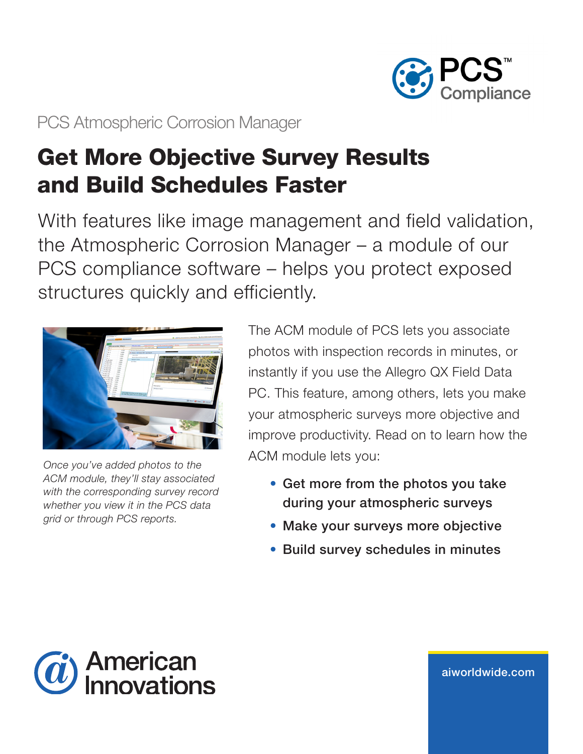PCS™ Compliance

PCS Atmospheric Corrosion Manager

# Get More Objective Survey Results and Build Schedules Faster

With features like image management and field validation, the Atmospheric Corrosion Manager – a module of our PCS compliance software – helps you protect exposed structures quickly and efficiently.

*Once you've added photos to the ACM module, they'll stay associated with the corresponding survey record whether you view it in the PCS data grid or through PCS reports.*

The ACM module of PCS lets you associate photos with inspection records in minutes, or instantly if you use the Allegro QX Field Data PC. This feature, among others, lets you make your atmospheric surveys more objective and improve productivity. Read on to learn how the ACM module lets you:

- **Get more from the photos you take during your atmospheric surveys**
- **Make your surveys more objective**
- **Build survey schedules in minutes**

American Innovations

aiworldwide.com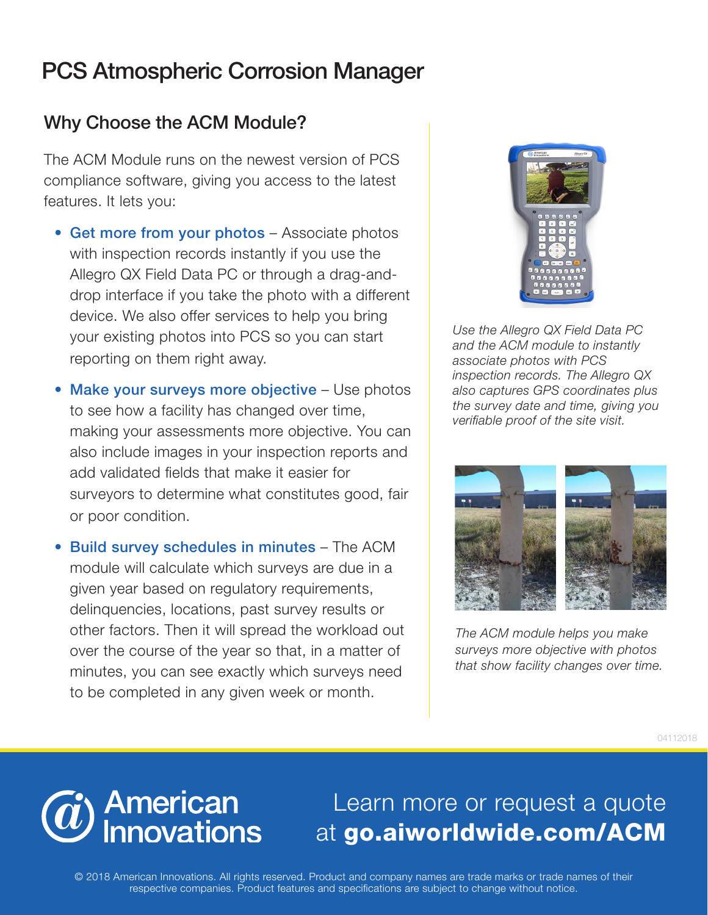# PCS Atmospheric Corrosion Manager

## Why Choose the ACM Module?

The ACM Module runs on the newest version of PCS compliance software, giving you access to the latest features. It lets you:

- **Get more from your photos** – Associate photos with inspection records instantly if you use the Allegro QX Field Data PC or through a drag-and-drop interface if you take the photo with a different device. We also offer services to help you bring your existing photos into PCS so you can start reporting on them right away.
- **Make your surveys more objective** – Use photos to see how a facility has changed over time, making your assessments more objective. You can also include images in your inspection reports and add validated fields that make it easier for surveyors to determine what constitutes good, fair or poor condition.
- **Build survey schedules in minutes** – The ACM module will calculate which surveys are due in a given year based on regulatory requirements, delinquencies, locations, past survey results or other factors. Then it will spread the workload out over the course of the year so that, in a matter of minutes, you can see exactly which surveys need to be completed in any given week or month.

*Use the Allegro QX Field Data PC and the ACM module to instantly associate photos with PCS inspection records. The Allegro QX also captures GPS coordinates plus the survey date and time, giving you verifiable proof of the site visit.*

*The ACM module helps you make surveys more objective with photos that show facility changes over time.*

04112018

American Innovations

Learn more or request a quote at **go.aiworldwide.com/ACM**

© 2018 American Innovations. All rights reserved. Product and company names are trade marks or trade names of their respective companies. Product features and specifications are subject to change without notice.